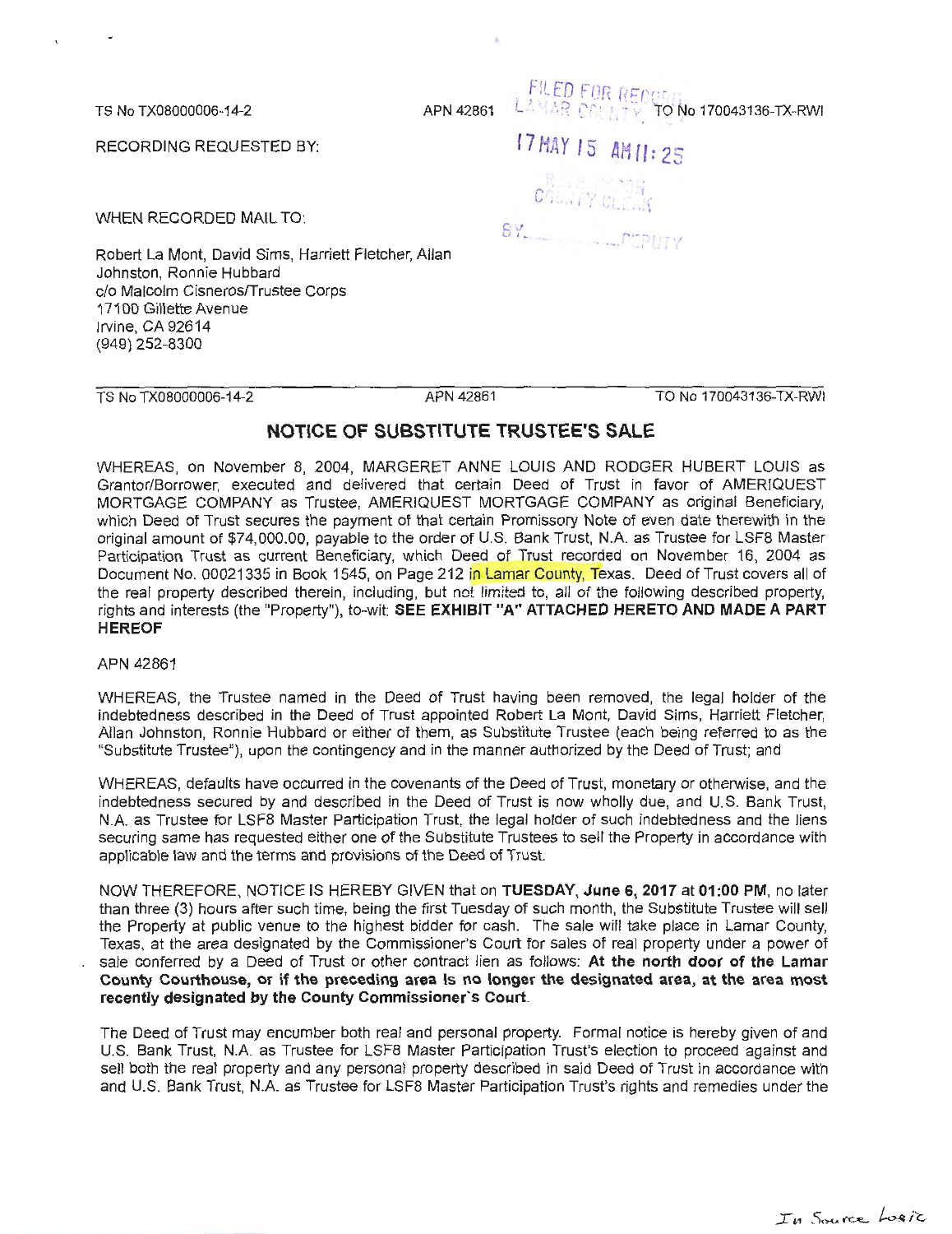TS No TX08000006-14-2 APN 42861 TO No 170043136-TX-RWI

FILED FOR RECORD LAMAR COUNTY

17 MAY 15 AM 11:25

COUNTY CLERK

BY\_\_\_\_\_\_\_\_ DEPUTY

RECORDING REQUESTED BY:

WHEN RECORDED MAIL TO:

Robert La Mont, David Sims, Harriett Fletcher, Allan Johnston, Ronnie Hubbard
c/o Malcolm Cisneros/Trustee Corps
17100 Gillette Avenue
Irvine, CA 92614
(949) 252-8300

TS No TX08000006-14-2 APN 42861 TO No 170043136-TX-RWI

## NOTICE OF SUBSTITUTE TRUSTEE'S SALE

WHEREAS, on November 8, 2004, MARGERET ANNE LOUIS AND RODGER HUBERT LOUIS as Grantor/Borrower, executed and delivered that certain Deed of Trust in favor of AMERIQUEST MORTGAGE COMPANY as Trustee, AMERIQUEST MORTGAGE COMPANY as original Beneficiary, which Deed of Trust secures the payment of that certain Promissory Note of even date therewith in the original amount of $74,000.00, payable to the order of U.S. Bank Trust, N.A. as Trustee for LSF8 Master Participation Trust as current Beneficiary, which Deed of Trust recorded on November 16, 2004 as Document No. 00021335 in Book 1545, on Page 212 in Lamar County, Texas. Deed of Trust covers all of the real property described therein, including, but not limited to, all of the following described property, rights and interests (the "Property"), to-wit: **SEE EXHIBIT "A" ATTACHED HERETO AND MADE A PART HEREOF**

APN 42861

WHEREAS, the Trustee named in the Deed of Trust having been removed, the legal holder of the indebtedness described in the Deed of Trust appointed Robert La Mont, David Sims, Harriett Fletcher, Allan Johnston, Ronnie Hubbard or either of them, as Substitute Trustee (each being referred to as the "Substitute Trustee"), upon the contingency and in the manner authorized by the Deed of Trust; and

WHEREAS, defaults have occurred in the covenants of the Deed of Trust, monetary or otherwise, and the indebtedness secured by and described in the Deed of Trust is now wholly due, and U.S. Bank Trust, N.A. as Trustee for LSF8 Master Participation Trust, the legal holder of such indebtedness and the liens securing same has requested either one of the Substitute Trustees to sell the Property in accordance with applicable law and the terms and provisions of the Deed of Trust.

NOW THEREFORE, NOTICE IS HEREBY GIVEN that on **TUESDAY, June 6, 2017** at **01:00 PM**, no later than three (3) hours after such time, being the first Tuesday of such month, the Substitute Trustee will sell the Property at public venue to the highest bidder for cash. The sale will take place in Lamar County, Texas, at the area designated by the Commissioner's Court for sales of real property under a power of sale conferred by a Deed of Trust or other contract lien as follows: **At the north door of the Lamar County Courthouse, or if the preceding area is no longer the designated area, at the area most recently designated by the County Commissioner's Court**.

The Deed of Trust may encumber both real and personal property. Formal notice is hereby given of and U.S. Bank Trust, N.A. as Trustee for LSF8 Master Participation Trust's election to proceed against and sell both the real property and any personal property described in said Deed of Trust in accordance with and U.S. Bank Trust, N.A. as Trustee for LSF8 Master Participation Trust's rights and remedies under the

In Source Logic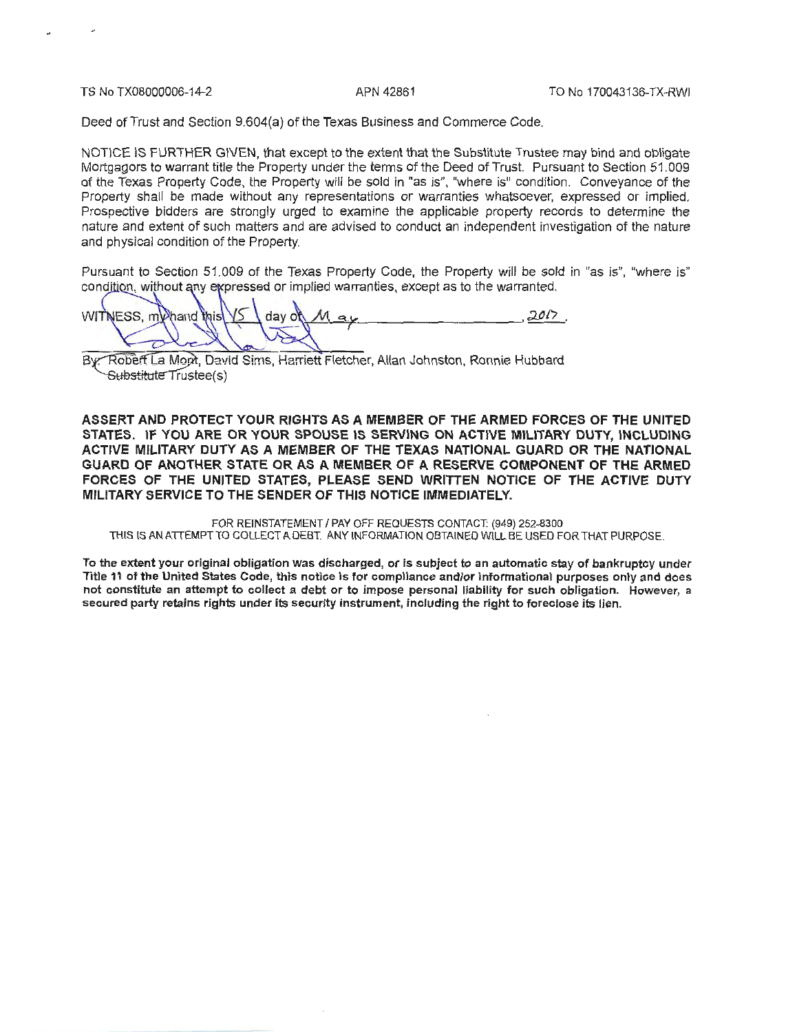TS No TX08000006-14-2 APN 42861 TO No 170043136-TX-RWI

Deed of Trust and Section 9.604(a) of the Texas Business and Commerce Code.

NOTICE IS FURTHER GIVEN, that except to the extent that the Substitute Trustee may bind and obligate Mortgagors to warrant title the Property under the terms of the Deed of Trust. Pursuant to Section 51.009 of the Texas Property Code, the Property will be sold in "as is", "where is" condition. Conveyance of the Property shall be made without any representations or warranties whatsoever, expressed or implied. Prospective bidders are strongly urged to examine the applicable property records to determine the nature and extent of such matters and are advised to conduct an independent investigation of the nature and physical condition of the Property.

Pursuant to Section 51.009 of the Texas Property Code, the Property will be sold in "as is", "where is" condition, without any expressed or implied warranties, except as to the warranted.

WITNESS, my hand this 15 day of May, 2017.

By: Robert La Mont, David Sims, Harriett Fletcher, Allan Johnston, Ronnie Hubbard
Substitute Trustee(s)

**ASSERT AND PROTECT YOUR RIGHTS AS A MEMBER OF THE ARMED FORCES OF THE UNITED STATES. IF YOU ARE OR YOUR SPOUSE IS SERVING ON ACTIVE MILITARY DUTY, INCLUDING ACTIVE MILITARY DUTY AS A MEMBER OF THE TEXAS NATIONAL GUARD OR THE NATIONAL GUARD OF ANOTHER STATE OR AS A MEMBER OF A RESERVE COMPONENT OF THE ARMED FORCES OF THE UNITED STATES, PLEASE SEND WRITTEN NOTICE OF THE ACTIVE DUTY MILITARY SERVICE TO THE SENDER OF THIS NOTICE IMMEDIATELY.**

FOR REINSTATEMENT / PAY OFF REQUESTS CONTACT: (949) 252-8300
THIS IS AN ATTEMPT TO COLLECT A DEBT. ANY INFORMATION OBTAINED WILL BE USED FOR THAT PURPOSE.

**To the extent your original obligation was discharged, or is subject to an automatic stay of bankruptcy under Title 11 of the United States Code, this notice is for compliance and/or informational purposes only and does not constitute an attempt to collect a debt or to impose personal liability for such obligation. However, a secured party retains rights under its security instrument, including the right to foreclose its lien.**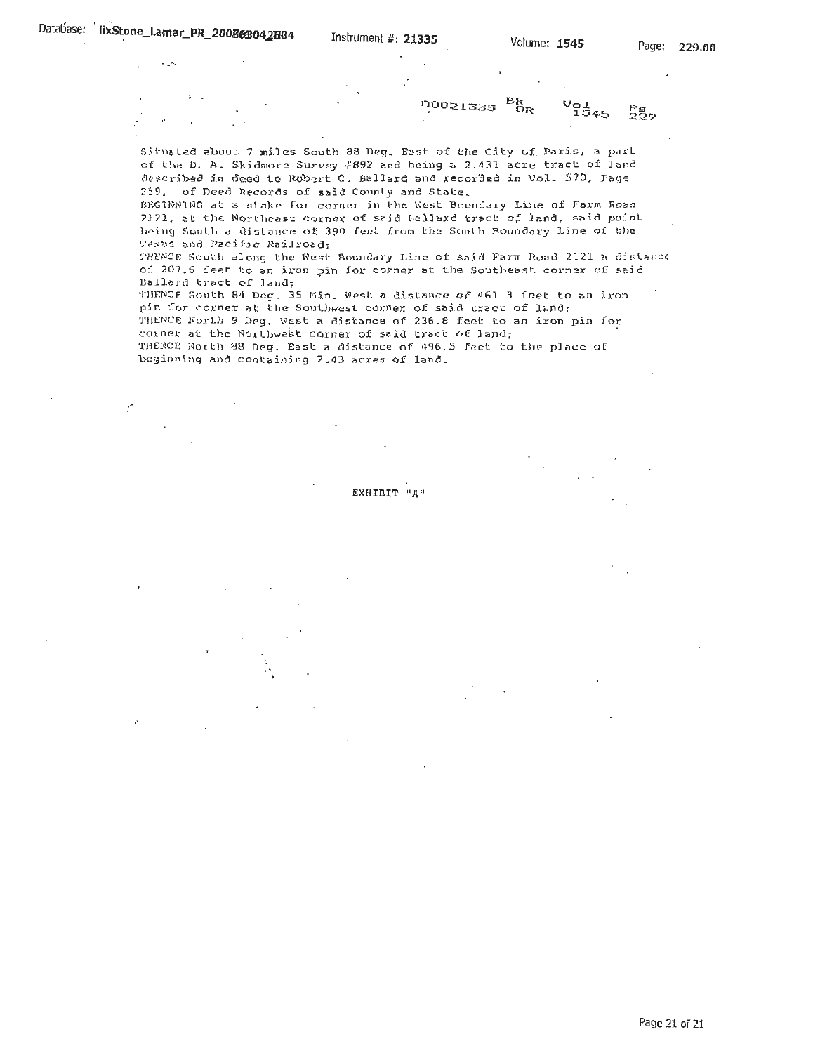00021335 Bk OR Vol 1545 Pg 229

Situated about 7 miles South 88 Deg. East of the City of Paris, a part of the D. A. Skidmore Survey #892 and being a 2.431 acre tract of land described in deed to Robert C. Ballard and recorded in Vol. 570, Page 259, of Deed Records of said County and State.

BEGINNING at a stake for corner in the West Boundary Line of Farm Road 2121, at the Northeast corner of said Ballard tract of land, said point being South a distance of 390 feet from the South Boundary Line of the Texas and Pacific Railroad;

THENCE South along the West Boundary Line of said Farm Road 2121 a distance of 207.6 feet to an iron pin for corner at the Southeast corner of said Ballard tract of land;

THENCE South 84 Deg. 35 Min. West a distance of 461.3 feet to an iron pin for corner at the Southwest corner of said tract of land;

THENCE North 9 Deg. West a distance of 236.8 feet to an iron pin for corner at the Northwest corner of said tract of land;

THENCE North 88 Deg. East a distance of 496.5 feet to the place of beginning and containing 2.43 acres of land.

EXHIBIT "A"